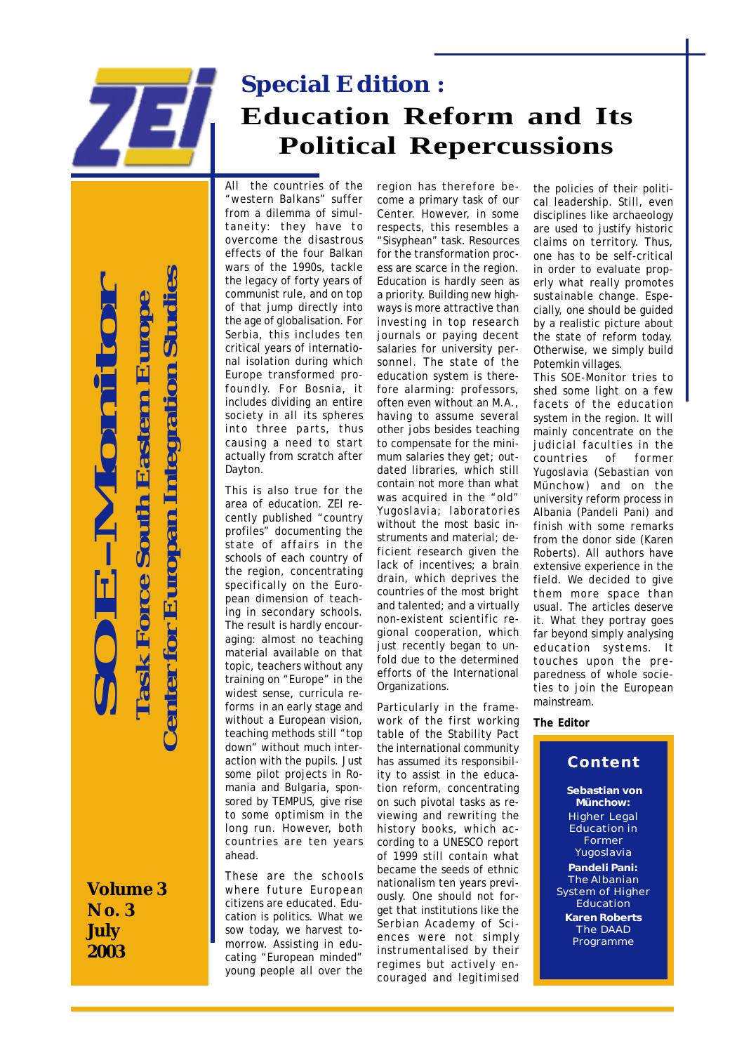# Special Edition : Education Reform and Its Political Repercussions

**SOE-Monitor**

**Task Force South Eastern Europe**

**Center for European Integration Studies**

**Volume 3**
**No. 3**
**July**
**2003**

All the countries of the "western Balkans" suffer from a dilemma of simultaneity: they have to overcome the disastrous effects of the four Balkan wars of the 1990s, tackle the legacy of forty years of communist rule, and on top of that jump directly into the age of globalisation. For Serbia, this includes ten critical years of international isolation during which Europe transformed profoundly. For Bosnia, it includes dividing an entire society in all its spheres into three parts, thus causing a need to start actually from scratch after Dayton.

This is also true for the area of education. ZEI recently published "country profiles" documenting the state of affairs in the schools of each country of the region, concentrating specifically on the European dimension of teaching in secondary schools. The result is hardly encouraging: almost no teaching material available on that topic, teachers without any training on "Europe" in the widest sense, curricula reforms in an early stage and without a European vision, teaching methods still "top down" without much interaction with the pupils. Just some pilot projects in Romania and Bulgaria, sponsored by TEMPUS, give rise to some optimism in the long run. However, both countries are ten years ahead.

These are the schools where future European citizens are educated. Education is politics. What we sow today, we harvest tomorrow. Assisting in educating "European minded" young people all over the region has therefore become a primary task of our Center. However, in some respects, this resembles a "Sisyphean" task. Resources for the transformation process are scarce in the region. Education is hardly seen as a priority. Building new highways is more attractive than investing in top research journals or paying decent salaries for university personnel. The state of the education system is therefore alarming: professors, often even without an M.A., having to assume several other jobs besides teaching to compensate for the minimum salaries they get; outdated libraries, which still contain not more than what was acquired in the "old" Yugoslavia; laboratories without the most basic instruments and material; deficient research given the lack of incentives; a brain drain, which deprives the countries of the most bright and talented; and a virtually non-existent scientific regional cooperation, which just recently began to unfold due to the determined efforts of the International Organizations.

Particularly in the framework of the first working table of the Stability Pact the international community has assumed its responsibility to assist in the education reform, concentrating on such pivotal tasks as reviewing and rewriting the history books, which according to a UNESCO report of 1999 still contain what became the seeds of ethnic nationalism ten years previously. One should not forget that institutions like the Serbian Academy of Sciences were not simply instrumentalised by their regimes but actively encouraged and legitimised the policies of their political leadership. Still, even disciplines like archaeology are used to justify historic claims on territory. Thus, one has to be self-critical in order to evaluate properly what really promotes sustainable change. Especially, one should be guided by a realistic picture about the state of reform today. Otherwise, we simply build Potemkin villages.

This SOE-Monitor tries to shed some light on a few facets of the education system in the region. It will mainly concentrate on the judicial faculties in the countries of former Yugoslavia (Sebastian von Münchow) and on the university reform process in Albania (Pandeli Pani) and finish with some remarks from the donor side (Karen Roberts). All authors have extensive experience in the field. We decided to give them more space than usual. The articles deserve it. What they portray goes far beyond simply analysing education systems. It touches upon the preparedness of whole societies to join the European mainstream.

**The Editor**

## Content

**Sebastian von Münchow:**
Higher Legal Education in Former Yugoslavia

**Pandeli Pani:**
The Albanian System of Higher Education

**Karen Roberts**
The DAAD Programme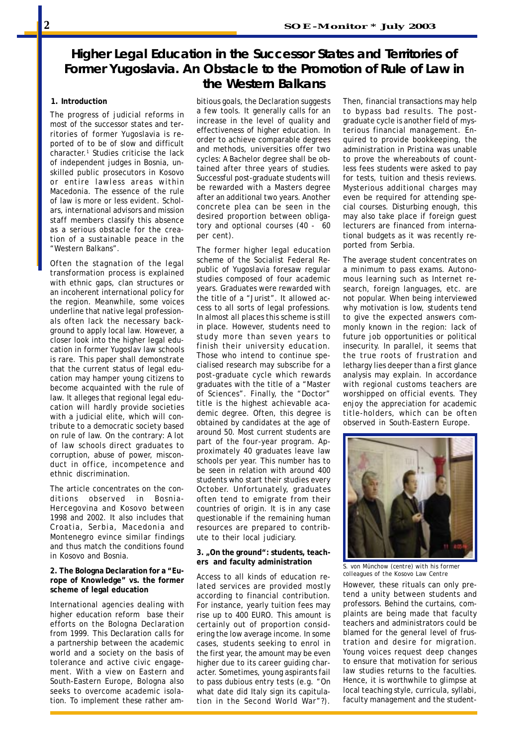# Higher Legal Education in the Successor States and Territories of Former Yugoslavia. An Obstacle to the Promotion of Rule of Law in the Western Balkans

### 1. Introduction

The progress of judicial reforms in most of the successor states and territories of former Yugoslavia is reported of to be of slow and difficult character.[1] Studies criticise the lack of independent judges in Bosnia, unskilled public prosecutors in Kosovo or entire lawless areas within Macedonia. The essence of the rule of law is more or less evident. Scholars, international advisors and mission staff members classify this absence as a serious obstacle for the creation of a sustainable peace in the "Western Balkans".

Often the stagnation of the legal transformation process is explained with ethnic gaps, clan structures or an incoherent international policy for the region. Meanwhile, some voices underline that native legal professionals often lack the necessary background to apply local law. However, a closer look into the higher legal education in former Yugoslav law schools is rare. This paper shall demonstrate that the current status of legal education may hamper young citizens to become acquainted with the rule of law. It alleges that regional legal education will hardly provide societies with a judicial elite, which will contribute to a democratic society based on rule of law. On the contrary: A lot of law schools direct graduates to corruption, abuse of power, misconduct in office, incompetence and ethnic discrimination.

The article concentrates on the conditions observed in Bosnia-Hercegovina and Kosovo between 1998 and 2002. It also includes that Croatia, Serbia, Macedonia and Montenegro evince similar findings and thus match the conditions found in Kosovo and Bosnia.

### 2. The Bologna Declaration for a "Europe of Knowledge" vs. the former scheme of legal education

International agencies dealing with higher education reform base their efforts on the Bologna Declaration from 1999. This Declaration calls for a partnership between the academic world and a society on the basis of tolerance and active civic engagement. With a view on Eastern and South-Eastern Europe, Bologna also seeks to overcome academic isolation. To implement these rather ambitious goals, the Declaration suggests a few tools. It generally calls for an increase in the level of quality and effectiveness of higher education. In order to achieve comparable degrees and methods, universities offer two cycles: A Bachelor degree shall be obtained after three years of studies. Successful post-graduate students will be rewarded with a Masters degree after an additional two years. Another concrete plea can be seen in the desired proportion between obligatory and optional courses (40 - 60 per cent).

The former higher legal education scheme of the Socialist Federal Republic of Yugoslavia foresaw regular studies composed of four academic years. Graduates were rewarded with the title of a "Jurist". It allowed access to all sorts of legal professions. In almost all places this scheme is still in place. However, students need to study more than seven years to finish their university education. Those who intend to continue specialised research may subscribe for a post-graduate cycle which rewards graduates with the title of a "Master of Sciences". Finally, the "Doctor" title is the highest achievable academic degree. Often, this degree is obtained by candidates at the age of around 50. Most current students are part of the four-year program. Approximately 40 graduates leave law schools per year. This number has to be seen in relation with around 400 students who start their studies every October. Unfortunately, graduates often tend to emigrate from their countries of origin. It is in any case questionable if the remaining human resources are prepared to contribute to their local judiciary.

### 3. „On the ground": students, teachers and faculty administration

Access to all kinds of education related services are provided mostly according to financial contribution. For instance, yearly tuition fees may rise up to 400 EURO. This amount is certainly out of proportion considering the low average income. In some cases, students seeking to enrol in the first year, the amount may be even higher due to its career guiding character. Sometimes, young aspirants fail to pass dubious entry tests (e.g. "On what date did Italy sign its capitulation in the Second World War"?). Then, financial transactions may help to bypass bad results. The post-graduate cycle is another field of mysterious financial management. Enquired to provide bookkeeping, the administration in Pristina was unable to prove the whereabouts of countless fees students were asked to pay for tests, tuition and thesis reviews. Mysterious additional charges may even be required for attending special courses. Disturbing enough, this may also take place if foreign guest lecturers are financed from international budgets as it was recently reported from Serbia.

The average student concentrates on a minimum to pass exams. Autonomous learning such as Internet research, foreign languages, etc. are not popular. When being interviewed why motivation is low, students tend to give the expected answers commonly known in the region: lack of future job opportunities or political insecurity. In parallel, it seems that the true roots of frustration and lethargy lies deeper than a first glance analysis may explain. In accordance with regional customs teachers are worshipped on official events. They enjoy the appreciation for academic title-holders, which can be often observed in South-Eastern Europe.

S. von Münchow (centre) with his former colleagues of the Kosovo Law Centre

However, these rituals can only pretend a unity between students and professors. Behind the curtains, complaints are being made that faculty teachers and administrators could be blamed for the general level of frustration and desire for migration. Young voices request deep changes to ensure that motivation for serious law studies returns to the faculties. Hence, it is worthwhile to glimpse at local teaching style, curricula, syllabi, faculty management and the student-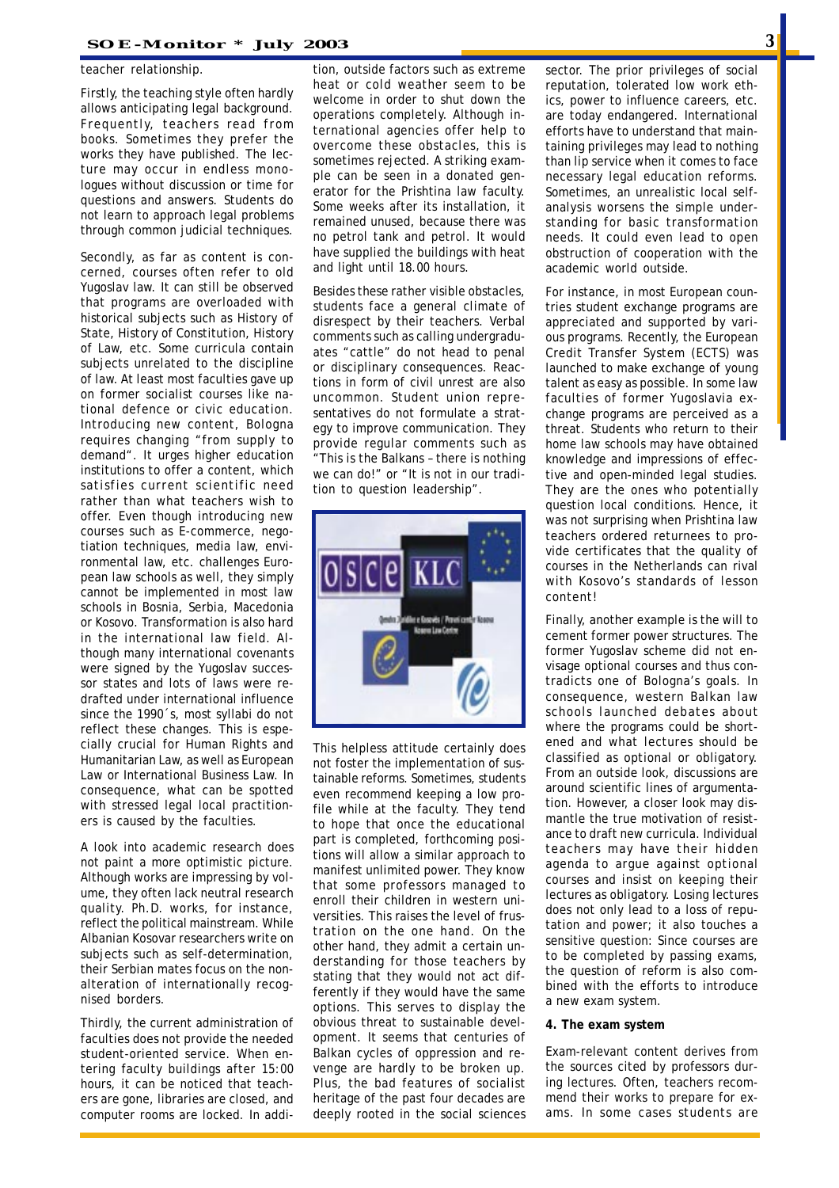teacher relationship.

Firstly, the teaching style often hardly allows anticipating legal background. Frequently, teachers read from books. Sometimes they prefer the works they have published. The lecture may occur in endless monologues without discussion or time for questions and answers. Students do not learn to approach legal problems through common judicial techniques.

Secondly, as far as content is concerned, courses often refer to old Yugoslav law. It can still be observed that programs are overloaded with historical subjects such as History of State, History of Constitution, History of Law, etc. Some curricula contain subjects unrelated to the discipline of law. At least most faculties gave up on former socialist courses like national defence or civic education. Introducing new content, Bologna requires changing "from supply to demand". It urges higher education institutions to offer a content, which satisfies current scientific need rather than what teachers wish to offer. Even though introducing new courses such as E-commerce, negotiation techniques, media law, environmental law, etc. challenges European law schools as well, they simply cannot be implemented in most law schools in Bosnia, Serbia, Macedonia or Kosovo. Transformation is also hard in the international law field. Although many international covenants were signed by the Yugoslav successor states and lots of laws were redrafted under international influence since the 1990´s, most syllabi do not reflect these changes. This is especially crucial for Human Rights and Humanitarian Law, as well as European Law or International Business Law. In consequence, what can be spotted with stressed legal local practitioners is caused by the faculties.

A look into academic research does not paint a more optimistic picture. Although works are impressing by volume, they often lack neutral research quality. Ph.D. works, for instance, reflect the political mainstream. While Albanian Kosovar researchers write on subjects such as self-determination, their Serbian mates focus on the non-alteration of internationally recognised borders.

Thirdly, the current administration of faculties does not provide the needed student-oriented service. When entering faculty buildings after 15:00 hours, it can be noticed that teachers are gone, libraries are closed, and computer rooms are locked. In addition, outside factors such as extreme heat or cold weather seem to be welcome in order to shut down the operations completely. Although international agencies offer help to overcome these obstacles, this is sometimes rejected. A striking example can be seen in a donated generator for the Prishtina law faculty. Some weeks after its installation, it remained unused, because there was no petrol tank and petrol. It would have supplied the buildings with heat and light until 18.00 hours.

Besides these rather visible obstacles, students face a general climate of disrespect by their teachers. Verbal comments such as calling undergraduates "cattle" do not head to penal or disciplinary consequences. Reactions in form of civil unrest are also uncommon. Student union representatives do not formulate a strategy to improve communication. They provide regular comments such as "This is the Balkans – there is nothing we can do!" or "It is not in our tradition to question leadership".

This helpless attitude certainly does not foster the implementation of sustainable reforms. Sometimes, students even recommend keeping a low profile while at the faculty. They tend to hope that once the educational part is completed, forthcoming positions will allow a similar approach to manifest unlimited power. They know that some professors managed to enroll their children in western universities. This raises the level of frustration on the one hand. On the other hand, they admit a certain understanding for those teachers by stating that they would not act differently if they would have the same options. This serves to display the obvious threat to sustainable development. It seems that centuries of Balkan cycles of oppression and revenge are hardly to be broken up. Plus, the bad features of socialist heritage of the past four decades are deeply rooted in the social sciences sector. The prior privileges of social reputation, tolerated low work ethics, power to influence careers, etc. are today endangered. International efforts have to understand that maintaining privileges may lead to nothing than lip service when it comes to face necessary legal education reforms. Sometimes, an unrealistic local self-analysis worsens the simple understanding for basic transformation needs. It could even lead to open obstruction of cooperation with the academic world outside.

For instance, in most European countries student exchange programs are appreciated and supported by various programs. Recently, the European Credit Transfer System (ECTS) was launched to make exchange of young talent as easy as possible. In some law faculties of former Yugoslavia exchange programs are perceived as a threat. Students who return to their home law schools may have obtained knowledge and impressions of effective and open-minded legal studies. They are the ones who potentially question local conditions. Hence, it was not surprising when Prishtina law teachers ordered returnees to provide certificates that the quality of courses in the Netherlands can rival with Kosovo's standards of lesson content!

Finally, another example is the will to cement former power structures. The former Yugoslav scheme did not envisage optional courses and thus contradicts one of Bologna's goals. In consequence, western Balkan law schools launched debates about where the programs could be shortened and what lectures should be classified as optional or obligatory. From an outside look, discussions are around scientific lines of argumentation. However, a closer look may dismantle the true motivation of resistance to draft new curricula. Individual teachers may have their hidden agenda to argue against optional courses and insist on keeping their lectures as obligatory. Losing lectures does not only lead to a loss of reputation and power; it also touches a sensitive question: Since courses are to be completed by passing exams, the question of reform is also combined with the efforts to introduce a new exam system.

**4. The exam system**

Exam-relevant content derives from the sources cited by professors during lectures. Often, teachers recommend their works to prepare for exams. In some cases students are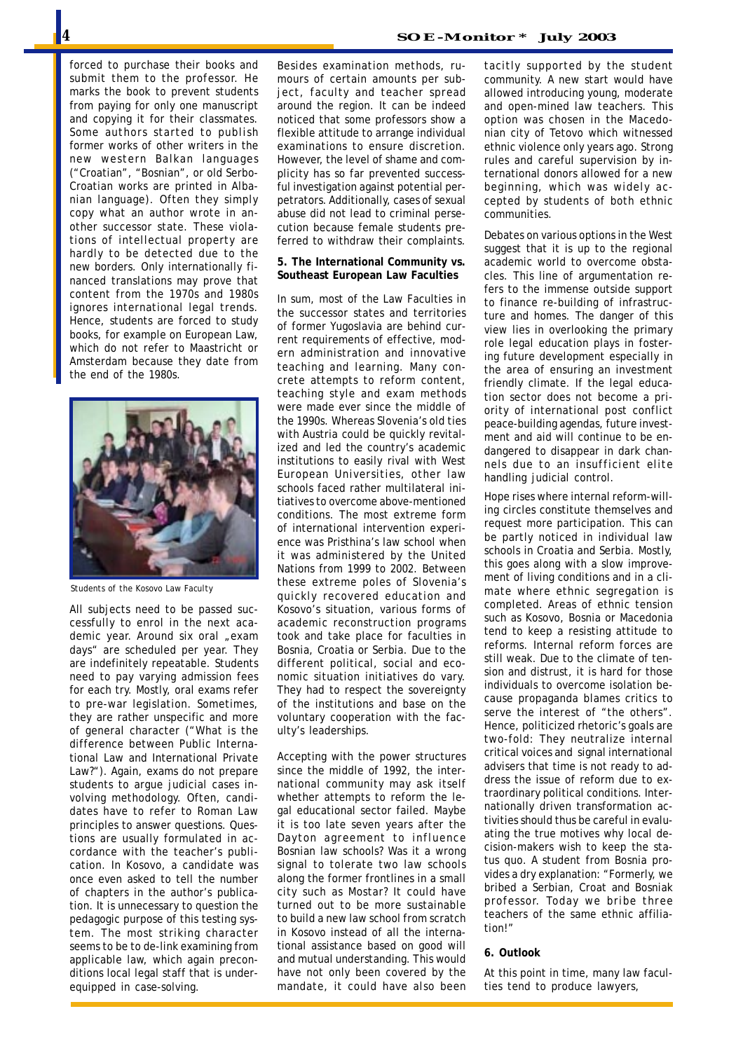forced to purchase their books and submit them to the professor. He marks the book to prevent students from paying for only one manuscript and copying it for their classmates. Some authors started to publish former works of other writers in the new western Balkan languages ("Croatian", "Bosnian", or old Serbo-Croatian works are printed in Albanian language). Often they simply copy what an author wrote in another successor state. These violations of intellectual property are hardly to be detected due to the new borders. Only internationally financed translations may prove that content from the 1970s and 1980s ignores international legal trends. Hence, students are forced to study books, for example on European Law, which do not refer to Maastricht or Amsterdam because they date from the end of the 1980s.

Students of the Kosovo Law Faculty

All subjects need to be passed successfully to enrol in the next academic year. Around six oral „exam days" are scheduled per year. They are indefinitely repeatable. Students need to pay varying admission fees for each try. Mostly, oral exams refer to pre-war legislation. Sometimes, they are rather unspecific and more of general character ("What is the difference between Public International Law and International Private Law?"). Again, exams do not prepare students to argue judicial cases involving methodology. Often, candidates have to refer to Roman Law principles to answer questions. Questions are usually formulated in accordance with the teacher's publication. In Kosovo, a candidate was once even asked to tell the number of chapters in the author's publication. It is unnecessary to question the pedagogic purpose of this testing system. The most striking character seems to be to de-link examining from applicable law, which again preconditions local legal staff that is underequipped in case-solving.

Besides examination methods, rumours of certain amounts per subject, faculty and teacher spread around the region. It can be indeed noticed that some professors show a flexible attitude to arrange individual examinations to ensure discretion. However, the level of shame and complicity has so far prevented successful investigation against potential perpetrators. Additionally, cases of sexual abuse did not lead to criminal persecution because female students preferred to withdraw their complaints.

**5. The International Community vs. Southeast European Law Faculties**

In sum, most of the Law Faculties in the successor states and territories of former Yugoslavia are behind current requirements of effective, modern administration and innovative teaching and learning. Many concrete attempts to reform content, teaching style and exam methods were made ever since the middle of the 1990s. Whereas Slovenia's old ties with Austria could be quickly revitalized and led the country's academic institutions to easily rival with West European Universities, other law schools faced rather multilateral initiatives to overcome above-mentioned conditions. The most extreme form of international intervention experience was Pristhina's law school when it was administered by the United Nations from 1999 to 2002. Between these extreme poles of Slovenia's quickly recovered education and Kosovo's situation, various forms of academic reconstruction programs took and take place for faculties in Bosnia, Croatia or Serbia. Due to the different political, social and economic situation initiatives do vary. They had to respect the sovereignty of the institutions and base on the voluntary cooperation with the faculty's leaderships.

Accepting with the power structures since the middle of 1992, the international community may ask itself whether attempts to reform the legal educational sector failed. Maybe it is too late seven years after the Dayton agreement to influence Bosnian law schools? Was it a wrong signal to tolerate two law schools along the former frontlines in a small city such as Mostar? It could have turned out to be more sustainable to build a new law school from scratch in Kosovo instead of all the international assistance based on good will and mutual understanding. This would have not only been covered by the mandate, it could have also been tacitly supported by the student community. A new start would have allowed introducing young, moderate and open-mined law teachers. This option was chosen in the Macedonian city of Tetovo which witnessed ethnic violence only years ago. Strong rules and careful supervision by international donors allowed for a new beginning, which was widely accepted by students of both ethnic communities.

Debates on various options in the West suggest that it is up to the regional academic world to overcome obstacles. This line of argumentation refers to the immense outside support to finance re-building of infrastructure and homes. The danger of this view lies in overlooking the primary role legal education plays in fostering future development especially in the area of ensuring an investment friendly climate. If the legal education sector does not become a priority of international post conflict peace-building agendas, future investment and aid will continue to be endangered to disappear in dark channels due to an insufficient elite handling judicial control.

Hope rises where internal reform-willing circles constitute themselves and request more participation. This can be partly noticed in individual law schools in Croatia and Serbia. Mostly, this goes along with a slow improvement of living conditions and in a climate where ethnic segregation is completed. Areas of ethnic tension such as Kosovo, Bosnia or Macedonia tend to keep a resisting attitude to reforms. Internal reform forces are still weak. Due to the climate of tension and distrust, it is hard for those individuals to overcome isolation because propaganda blames critics to serve the interest of "the others". Hence, politicized rhetoric's goals are two-fold: They neutralize internal critical voices and signal international advisers that time is not ready to address the issue of reform due to extraordinary political conditions. Internationally driven transformation activities should thus be careful in evaluating the true motives why local decision-makers wish to keep the status quo. A student from Bosnia provides a dry explanation: "Formerly, we bribed a Serbian, Croat and Bosniak professor. Today we bribe three teachers of the same ethnic affiliation!"

**6. Outlook**

At this point in time, many law faculties tend to produce lawyers,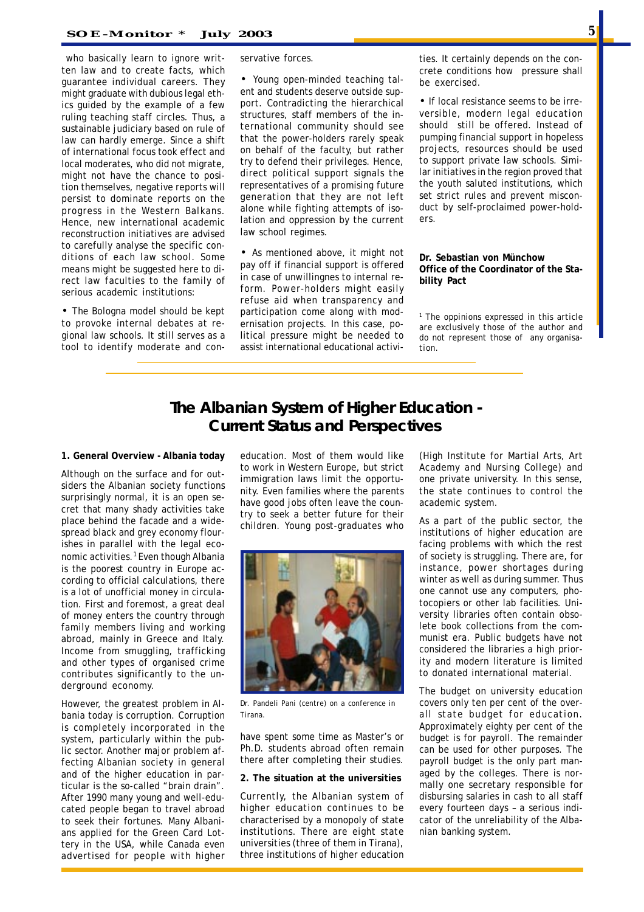who basically learn to ignore written law and to create facts, which guarantee individual careers. They might graduate with dubious legal ethics guided by the example of a few ruling teaching staff circles. Thus, a sustainable judiciary based on rule of law can hardly emerge. Since a shift of international focus took effect and local moderates, who did not migrate, might not have the chance to position themselves, negative reports will persist to dominate reports on the progress in the Western Balkans. Hence, new international academic reconstruction initiatives are advised to carefully analyse the specific conditions of each law school. Some means might be suggested here to direct law faculties to the family of serious academic institutions:

- The Bologna model should be kept to provoke internal debates at regional law schools. It still serves as a tool to identify moderate and conservative forces.

- Young open-minded teaching talent and students deserve outside support. Contradicting the hierarchical structures, staff members of the international community should see that the power-holders rarely speak on behalf of the faculty, but rather try to defend their privileges. Hence, direct political support signals the representatives of a promising future generation that they are not left alone while fighting attempts of isolation and oppression by the current law school regimes.

- As mentioned above, it might not pay off if financial support is offered in case of unwillingnes to internal reform. Power-holders might easily refuse aid when transparency and participation come along with modernisation projects. In this case, political pressure might be needed to assist international educational activities. It certainly depends on the concrete conditions how pressure shall be exercised.

- If local resistance seems to be irreversible, modern legal education should still be offered. Instead of pumping financial support in hopeless projects, resources should be used to support private law schools. Similar initiatives in the region proved that the youth saluted institutions, which set strict rules and prevent misconduct by self-proclaimed power-holders.

**Dr. Sebastian von Münchow**
**Office of the Coordinator of the Stability Pact**

[1] The oppinions expressed in this article are exclusively those of the author and do not represent those of any organisation.

# The Albanian System of Higher Education - Current Status and Perspectives

**1. General Overview - Albania today**

Although on the surface and for outsiders the Albanian society functions surprisingly normal, it is an open secret that many shady activities take place behind the facade and a widespread black and grey economy flourishes in parallel with the legal economic activities.[1] Even though Albania is the poorest country in Europe according to official calculations, there is a lot of unofficial money in circulation. First and foremost, a great deal of money enters the country through family members living and working abroad, mainly in Greece and Italy. Income from smuggling, trafficking and other types of organised crime contributes significantly to the underground economy.

However, the greatest problem in Albania today is corruption. Corruption is completely incorporated in the system, particularly within the public sector. Another major problem affecting Albanian society in general and of the higher education in particular is the so-called "brain drain". After 1990 many young and well-educated people began to travel abroad to seek their fortunes. Many Albanians applied for the Green Card Lottery in the USA, while Canada even advertised for people with higher education. Most of them would like to work in Western Europe, but strict immigration laws limit the opportunity. Even families where the parents have good jobs often leave the country to seek a better future for their children. Young post-graduates who have spent some time as Master's or Ph.D. students abroad often remain there after completing their studies.

Dr. Pandeli Pani (centre) on a conference in Tirana.

**2. The situation at the universities**

Currently, the Albanian system of higher education continues to be characterised by a monopoly of state institutions. There are eight state universities (three of them in Tirana), three institutions of higher education (High Institute for Martial Arts, Art Academy and Nursing College) and one private university. In this sense, the state continues to control the academic system.

As a part of the public sector, the institutions of higher education are facing problems with which the rest of society is struggling. There are, for instance, power shortages during winter as well as during summer. Thus one cannot use any computers, photocopiers or other lab facilities. University libraries often contain obsolete book collections from the communist era. Public budgets have not considered the libraries a high priority and modern literature is limited to donated international material.

The budget on university education covers only ten per cent of the overall state budget for education. Approximately eighty per cent of the budget is for payroll. The remainder can be used for other purposes. The payroll budget is the only part managed by the colleges. There is normally one secretary responsible for disbursing salaries in cash to all staff every fourteen days – a serious indicator of the unreliability of the Albanian banking system.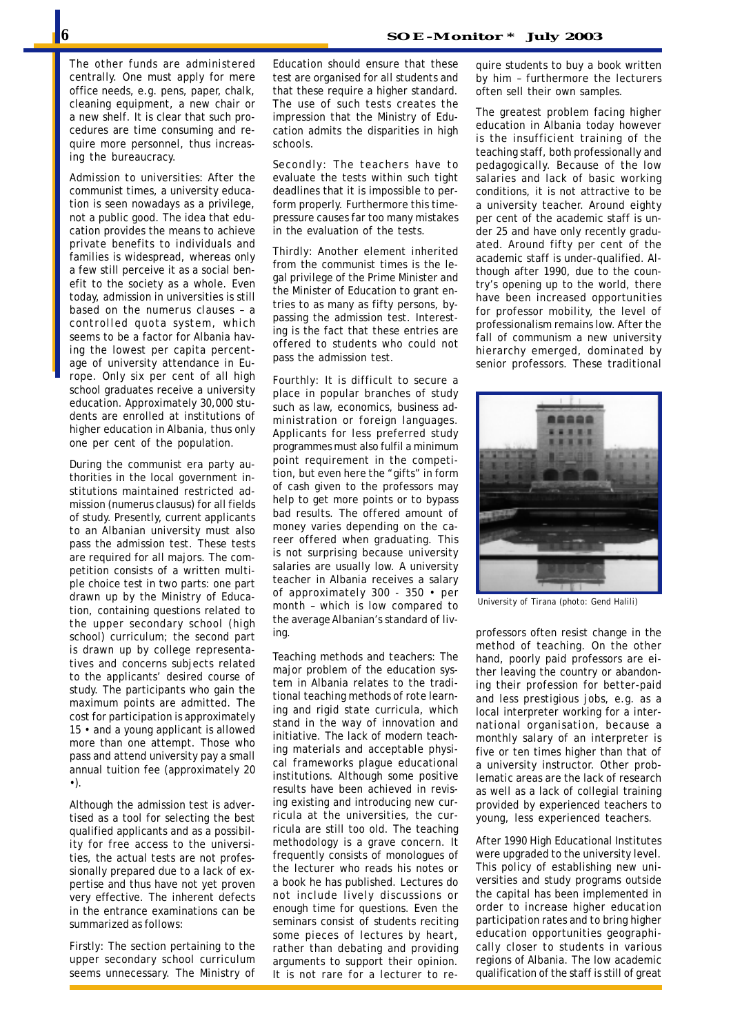The other funds are administered centrally. One must apply for mere office needs, e.g. pens, paper, chalk, cleaning equipment, a new chair or a new shelf. It is clear that such procedures are time consuming and require more personnel, thus increasing the bureaucracy.

Admission to universities: After the communist times, a university education is seen nowadays as a privilege, not a public good. The idea that education provides the means to achieve private benefits to individuals and families is widespread, whereas only a few still perceive it as a social benefit to the society as a whole. Even today, admission in universities is still based on the numerus clauses – a controlled quota system, which seems to be a factor for Albania having the lowest per capita percentage of university attendance in Europe. Only six per cent of all high school graduates receive a university education. Approximately 30,000 students are enrolled at institutions of higher education in Albania, thus only one per cent of the population.

During the communist era party authorities in the local government institutions maintained restricted admission (numerus clausus) for all fields of study. Presently, current applicants to an Albanian university must also pass the admission test. These tests are required for all majors. The competition consists of a written multiple choice test in two parts: one part drawn up by the Ministry of Education, containing questions related to the upper secondary school (high school) curriculum; the second part is drawn up by college representatives and concerns subjects related to the applicants' desired course of study. The participants who gain the maximum points are admitted. The cost for participation is approximately 15 • and a young applicant is allowed more than one attempt. Those who pass and attend university pay a small annual tuition fee (approximately 20 •).

Although the admission test is advertised as a tool for selecting the best qualified applicants and as a possibility for free access to the universities, the actual tests are not professionally prepared due to a lack of expertise and thus have not yet proven very effective. The inherent defects in the entrance examinations can be summarized as follows:

Firstly: The section pertaining to the upper secondary school curriculum seems unnecessary. The Ministry of Education should ensure that these test are organised for all students and that these require a higher standard. The use of such tests creates the impression that the Ministry of Education admits the disparities in high schools.

Secondly: The teachers have to evaluate the tests within such tight deadlines that it is impossible to perform properly. Furthermore this time-pressure causes far too many mistakes in the evaluation of the tests.

Thirdly: Another element inherited from the communist times is the legal privilege of the Prime Minister and the Minister of Education to grant entries to as many as fifty persons, bypassing the admission test. Interesting is the fact that these entries are offered to students who could not pass the admission test.

Fourthly: It is difficult to secure a place in popular branches of study such as law, economics, business administration or foreign languages. Applicants for less preferred study programmes must also fulfil a minimum point requirement in the competition, but even here the "gifts" in form of cash given to the professors may help to get more points or to bypass bad results. The offered amount of money varies depending on the career offered when graduating. This is not surprising because university salaries are usually low. A university teacher in Albania receives a salary of approximately 300 - 350 • per month – which is low compared to the average Albanian's standard of living.

Teaching methods and teachers: The major problem of the education system in Albania relates to the traditional teaching methods of rote learning and rigid state curricula, which stand in the way of innovation and initiative. The lack of modern teaching materials and acceptable physical frameworks plague educational institutions. Although some positive results have been achieved in revising existing and introducing new curricula at the universities, the curricula are still too old. The teaching methodology is a grave concern. It frequently consists of monologues of the lecturer who reads his notes or a book he has published. Lectures do not include lively discussions or enough time for questions. Even the seminars consist of students reciting some pieces of lectures by heart, rather than debating and providing arguments to support their opinion. It is not rare for a lecturer to require students to buy a book written by him – furthermore the lecturers often sell their own samples.

The greatest problem facing higher education in Albania today however is the insufficient training of the teaching staff, both professionally and pedagogically. Because of the low salaries and lack of basic working conditions, it is not attractive to be a university teacher. Around eighty per cent of the academic staff is under 25 and have only recently graduated. Around fifty per cent of the academic staff is under-qualified. Although after 1990, due to the country's opening up to the world, there have been increased opportunities for professor mobility, the level of professionalism remains low. After the fall of communism a new university hierarchy emerged, dominated by senior professors. These traditional professors often resist change in the method of teaching. On the other hand, poorly paid professors are either leaving the country or abandoning their profession for better-paid and less prestigious jobs, e.g. as a local interpreter working for a international organisation, because a monthly salary of an interpreter is five or ten times higher than that of a university instructor. Other problematic areas are the lack of research as well as a lack of collegial training provided by experienced teachers to young, less experienced teachers.

University of Tirana (photo: Gend Halili)

After 1990 High Educational Institutes were upgraded to the university level. This policy of establishing new universities and study programs outside the capital has been implemented in order to increase higher education participation rates and to bring higher education opportunities geographically closer to students in various regions of Albania. The low academic qualification of the staff is still of great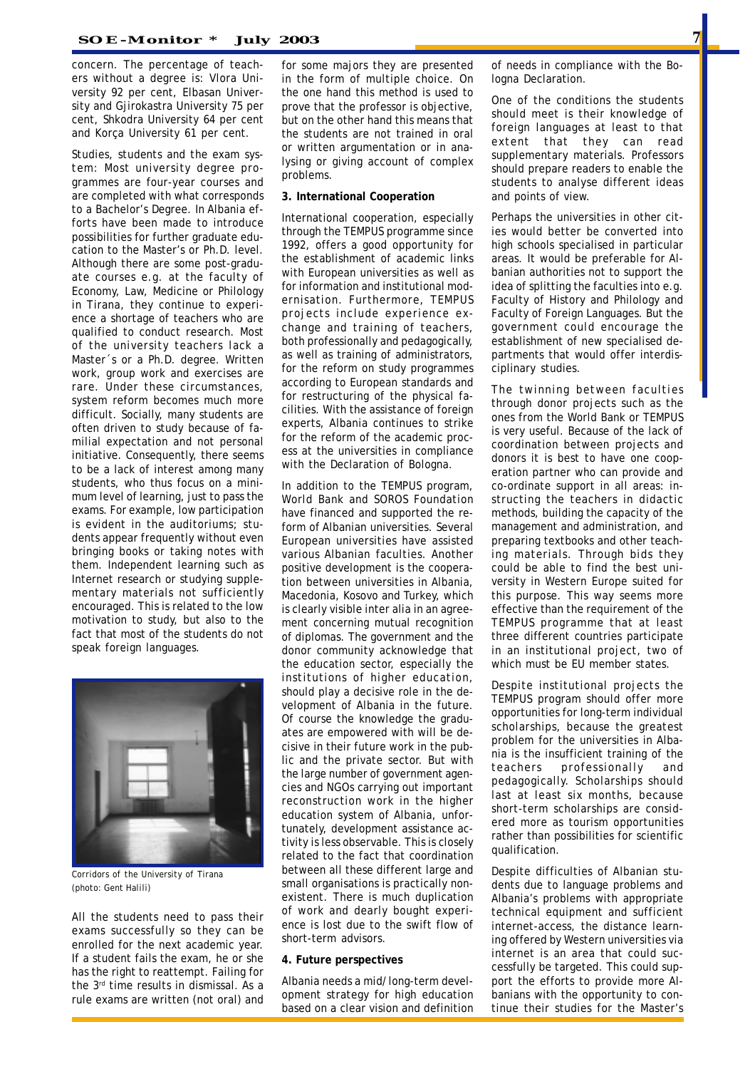concern. The percentage of teachers without a degree is: Vlora University 92 per cent, Elbasan University and Gjirokastra University 75 per cent, Shkodra University 64 per cent and Korça University 61 per cent.

Studies, students and the exam system: Most university degree programmes are four-year courses and are completed with what corresponds to a Bachelor's Degree. In Albania efforts have been made to introduce possibilities for further graduate education to the Master's or Ph.D. level. Although there are some post-graduate courses e.g. at the faculty of Economy, Law, Medicine or Philology in Tirana, they continue to experience a shortage of teachers who are qualified to conduct research. Most of the university teachers lack a Master´s or a Ph.D. degree. Written work, group work and exercises are rare. Under these circumstances, system reform becomes much more difficult. Socially, many students are often driven to study because of familial expectation and not personal initiative. Consequently, there seems to be a lack of interest among many students, who thus focus on a minimum level of learning, just to pass the exams. For example, low participation is evident in the auditoriums; students appear frequently without even bringing books or taking notes with them. Independent learning such as Internet research or studying supplementary materials not sufficiently encouraged. This is related to the low motivation to study, but also to the fact that most of the students do not speak foreign languages.

Corridors of the University of Tirana (photo: Gent Halili)

All the students need to pass their exams successfully so they can be enrolled for the next academic year. If a student fails the exam, he or she has the right to reattempt. Failing for the 3rd time results in dismissal. As a rule exams are written (not oral) and for some majors they are presented in the form of multiple choice. On the one hand this method is used to prove that the professor is objective, but on the other hand this means that the students are not trained in oral or written argumentation or in analysing or giving account of complex problems.

**3. International Cooperation**

International cooperation, especially through the TEMPUS programme since 1992, offers a good opportunity for the establishment of academic links with European universities as well as for information and institutional modernisation. Furthermore, TEMPUS projects include experience exchange and training of teachers, both professionally and pedagogically, as well as training of administrators, for the reform on study programmes according to European standards and for restructuring of the physical facilities. With the assistance of foreign experts, Albania continues to strike for the reform of the academic process at the universities in compliance with the Declaration of Bologna.

In addition to the TEMPUS program, World Bank and SOROS Foundation have financed and supported the reform of Albanian universities. Several European universities have assisted various Albanian faculties. Another positive development is the cooperation between universities in Albania, Macedonia, Kosovo and Turkey, which is clearly visible inter alia in an agreement concerning mutual recognition of diplomas. The government and the donor community acknowledge that the education sector, especially the institutions of higher education, should play a decisive role in the development of Albania in the future. Of course the knowledge the graduates are empowered with will be decisive in their future work in the public and the private sector. But with the large number of government agencies and NGOs carrying out important reconstruction work in the higher education system of Albania, unfortunately, development assistance activity is less observable. This is closely related to the fact that coordination between all these different large and small organisations is practically nonexistent. There is much duplication of work and dearly bought experience is lost due to the swift flow of short-term advisors.

**4. Future perspectives**

Albania needs a mid/long-term development strategy for high education based on a clear vision and definition of needs in compliance with the Bologna Declaration.

One of the conditions the students should meet is their knowledge of foreign languages at least to that extent that they can read supplementary materials. Professors should prepare readers to enable the students to analyse different ideas and points of view.

Perhaps the universities in other cities would better be converted into high schools specialised in particular areas. It would be preferable for Albanian authorities not to support the idea of splitting the faculties into e.g. Faculty of History and Philology and Faculty of Foreign Languages. But the government could encourage the establishment of new specialised departments that would offer interdisciplinary studies.

The twinning between faculties through donor projects such as the ones from the World Bank or TEMPUS is very useful. Because of the lack of coordination between projects and donors it is best to have one cooperation partner who can provide and co-ordinate support in all areas: instructing the teachers in didactic methods, building the capacity of the management and administration, and preparing textbooks and other teaching materials. Through bids they could be able to find the best university in Western Europe suited for this purpose. This way seems more effective than the requirement of the TEMPUS programme that at least three different countries participate in an institutional project, two of which must be EU member states.

Despite institutional projects the TEMPUS program should offer more opportunities for long-term individual scholarships, because the greatest problem for the universities in Albania is the insufficient training of the teachers professionally and pedagogically. Scholarships should last at least six months, because short-term scholarships are considered more as tourism opportunities rather than possibilities for scientific qualification.

Despite difficulties of Albanian students due to language problems and Albania's problems with appropriate technical equipment and sufficient internet-access, the distance learning offered by Western universities via internet is an area that could successfully be targeted. This could support the efforts to provide more Albanians with the opportunity to continue their studies for the Master's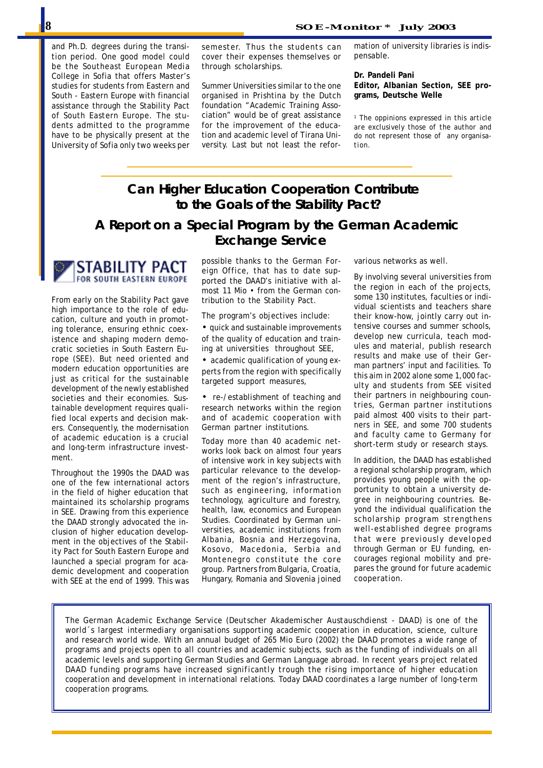and Ph.D. degrees during the transition period. One good model could be the Southeast European Media College in Sofia that offers Master's studies for students from Eastern and South - Eastern Europe with financial assistance through the Stability Pact of South Eastern Europe. The students admitted to the programme have to be physically present at the University of Sofia only two weeks per semester. Thus the students can cover their expenses themselves or through scholarships.

Summer Universities similar to the one organised in Prishtina by the Dutch foundation "Academic Training Association" would be of great assistance for the improvement of the education and academic level of Tirana University. Last but not least the reformation of university libraries is indispensable.

**Dr. Pandeli Pani**
**Editor, Albanian Section, SEE programs, Deutsche Welle**

[1] The oppinions expressed in this article are exclusively those of the author and do not represent those of any organisation.

## Can Higher Education Cooperation Contribute to the Goals of the Stability Pact?

## A Report on a Special Program by the German Academic Exchange Service

STABILITY PACT FOR SOUTH EASTERN EUROPE

From early on the Stability Pact gave high importance to the role of education, culture and youth in promoting tolerance, ensuring ethnic coexistence and shaping modern democratic societies in South Eastern Europe (SEE). But need oriented and modern education opportunities are just as critical for the sustainable development of the newly established societies and their economies. Sustainable development requires qualified local experts and decision makers. Consequently, the modernisation of academic education is a crucial and long-term infrastructure investment.

Throughout the 1990s the DAAD was one of the few international actors in the field of higher education that maintained its scholarship programs in SEE. Drawing from this experience the DAAD strongly advocated the inclusion of higher education development in the objectives of the Stability Pact for South Eastern Europe and launched a special program for academic development and cooperation with SEE at the end of 1999. This was possible thanks to the German Foreign Office, that has to date supported the DAAD's initiative with almost 11 Mio • from the German contribution to the Stability Pact.

The program's objectives include:

- quick and sustainable improvements of the quality of education and training at universities throughout SEE,
- academic qualification of young experts from the region with specifically targeted support measures,
- re-/establishment of teaching and research networks within the region and of academic cooperation with German partner institutions.

Today more than 40 academic networks look back on almost four years of intensive work in key subjects with particular relevance to the development of the region's infrastructure, such as engineering, information technology, agriculture and forestry, health, law, economics and European Studies. Coordinated by German universities, academic institutions from Albania, Bosnia and Herzegovina, Kosovo, Macedonia, Serbia and Montenegro constitute the core group. Partners from Bulgaria, Croatia, Hungary, Romania and Slovenia joined various networks as well.

By involving several universities from the region in each of the projects, some 130 institutes, faculties or individual scientists and teachers share their know-how, jointly carry out intensive courses and summer schools, develop new curricula, teach modules and material, publish research results and make use of their German partners' input and facilities. To this aim in 2002 alone some 1,000 faculty and students from SEE visited their partners in neighbouring countries, German partner institutions paid almost 400 visits to their partners in SEE, and some 700 students and faculty came to Germany for short-term study or research stays.

In addition, the DAAD has established a regional scholarship program, which provides young people with the opportunity to obtain a university degree in neighbouring countries. Beyond the individual qualification the scholarship program strengthens well-established degree programs that were previously developed through German or EU funding, encourages regional mobility and prepares the ground for future academic cooperation.

The German Academic Exchange Service (Deutscher Akademischer Austauschdienst - DAAD) is one of the world´s largest intermediary organisations supporting academic cooperation in education, science, culture and research world wide. With an annual budget of 265 Mio Euro (2002) the DAAD promotes a wide range of programs and projects open to all countries and academic subjects, such as the funding of individuals on all academic levels and supporting German Studies and German Language abroad. In recent years project related DAAD funding programs have increased significantly trough the rising importance of higher education cooperation and development in international relations. Today DAAD coordinates a large number of long-term cooperation programs.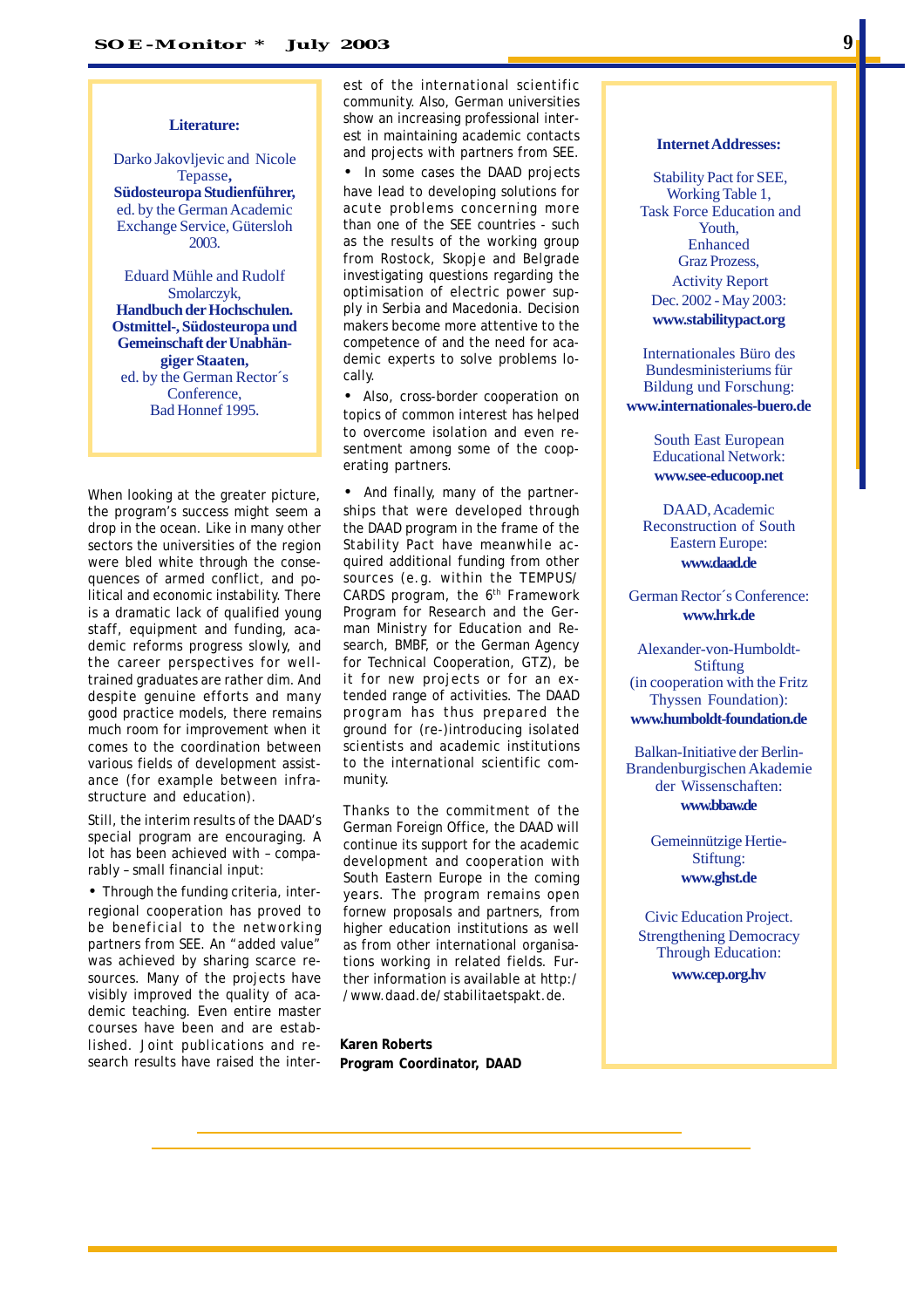**Literature:**

Darko Jakovljevic and Nicole Tepasse, **Südosteuropa Studienführer,** ed. by the German Academic Exchange Service, Gütersloh 2003.

Eduard Mühle and Rudolf Smolarczyk, **Handbuch der Hochschulen. Ostmittel-, Südosteuropa und Gemeinschaft der Unabhängiger Staaten,** ed. by the German Rector´s Conference, Bad Honnef 1995.

When looking at the greater picture, the program's success might seem a drop in the ocean. Like in many other sectors the universities of the region were bled white through the consequences of armed conflict, and political and economic instability. There is a dramatic lack of qualified young staff, equipment and funding, academic reforms progress slowly, and the career perspectives for well-trained graduates are rather dim. And despite genuine efforts and many good practice models, there remains much room for improvement when it comes to the coordination between various fields of development assistance (for example between infrastructure and education).

Still, the interim results of the DAAD's special program are encouraging. A lot has been achieved with – comparably – small financial input:

- Through the funding criteria, interregional cooperation has proved to be beneficial to the networking partners from SEE. An "added value" was achieved by sharing scarce resources. Many of the projects have visibly improved the quality of academic teaching. Even entire master courses have been and are established. Joint publications and research results have raised the interest of the international scientific community. Also, German universities show an increasing professional interest in maintaining academic contacts and projects with partners from SEE.
- In some cases the DAAD projects have lead to developing solutions for acute problems concerning more than one of the SEE countries - such as the results of the working group from Rostock, Skopje and Belgrade investigating questions regarding the optimisation of electric power supply in Serbia and Macedonia. Decision makers become more attentive to the competence of and the need for academic experts to solve problems locally.
- Also, cross-border cooperation on topics of common interest has helped to overcome isolation and even resentment among some of the cooperating partners.
- And finally, many of the partnerships that were developed through the DAAD program in the frame of the Stability Pact have meanwhile acquired additional funding from other sources (e.g. within the TEMPUS/CARDS program, the 6th Framework Program for Research and the German Ministry for Education and Research, BMBF, or the German Agency for Technical Cooperation, GTZ), be it for new projects or for an extended range of activities. The DAAD program has thus prepared the ground for (re-)introducing isolated scientists and academic institutions to the international scientific community.

Thanks to the commitment of the German Foreign Office, the DAAD will continue its support for the academic development and cooperation with South Eastern Europe in the coming years. The program remains open fornew proposals and partners, from higher education institutions as well as from other international organisations working in related fields. Further information is available at http://www.daad.de/stabilitaetspakt.de.

**Karen Roberts**
**Program Coordinator, DAAD**

**Internet Addresses:**

Stability Pact for SEE, Working Table 1, Task Force Education and Youth, Enhanced Graz Prozess, Activity Report Dec. 2002 - May 2003:
**www.stabilitypact.org**

Internationales Büro des Bundesministeriums für Bildung und Forschung:
**www.internationales-buero.de**

South East European Educational Network:
**www.see-educoop.net**

DAAD, Academic Reconstruction of South Eastern Europe:
**www.daad.de**

German Rector´s Conference:
**www.hrk.de**

Alexander-von-Humboldt-Stiftung (in cooperation with the Fritz Thyssen Foundation):
**www.humboldt-foundation.de**

Balkan-Initiative der Berlin-Brandenburgischen Akademie der Wissenschaften:
**www.bbaw.de**

Gemeinnützige Hertie-Stiftung:
**www.ghst.de**

Civic Education Project. Strengthening Democracy Through Education:
**www.cep.org.hv**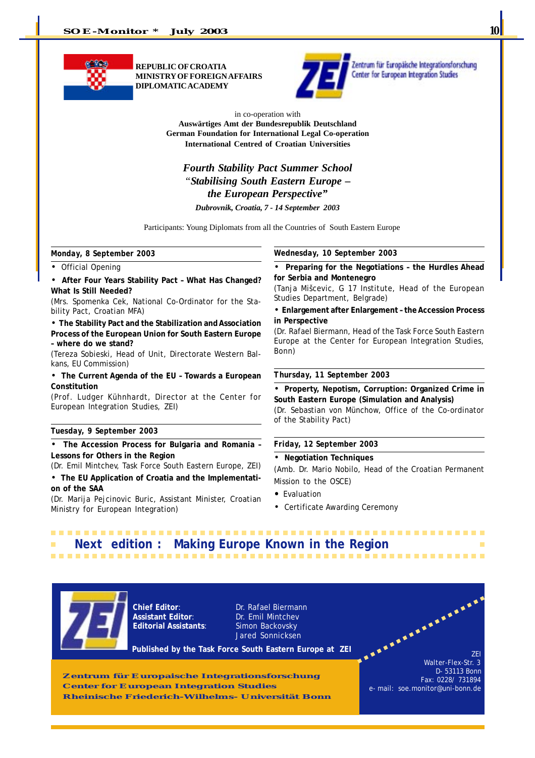REPUBLIC OF CROATIA
MINISTRY OF FOREIGN AFFAIRS
DIPLOMATIC ACADEMY

Zentrum für Europäische Integrationsforschung
Center for European Integration Studies

in co-operation with
**Auswärtiges Amt der Bundesrepublik Deutschland**
**German Foundation for International Legal Co-operation**
**International Centred of Croatian Universities**

## *Fourth Stability Pact Summer School*
## *"Stabilising South Eastern Europe – the European Perspective"*

***Dubrovnik, Croatia, 7 - 14 September 2003***

Participants: Young Diplomats from all the Countries of South Eastern Europe

### Monday, 8 September 2003

- Official Opening
- **After Four Years Stability Pact – What Has Changed? What Is Still Needed?**
  (Mrs. Spomenka Cek, National Co-Ordinator for the Stability Pact, Croatian MFA)
- **The Stability Pact and the Stabilization and Association Process of the European Union for South Eastern Europe – where do we stand?**
  (Tereza Sobieski, Head of Unit, Directorate Western Balkans, EU Commission)
- **The Current Agenda of the EU – Towards a European Constitution**
  (Prof. Ludger Kühnhardt, Director at the Center for European Integration Studies, ZEI)

### Tuesday, 9 September 2003

- **The Accession Process for Bulgaria and Romania – Lessons for Others in the Region**
  (Dr. Emil Mintchev, Task Force South Eastern Europe, ZEI)
- **The EU Application of Croatia and the Implementation of the SAA**
  (Dr. Marija Pejcinovic Buric, Assistant Minister, Croatian Ministry for European Integration)

### Wednesday, 10 September 2003

- **Preparing for the Negotiations – the Hurdles Ahead for Serbia and Montenegro**
  (Tanja Mišcevic, G 17 Institute, Head of the European Studies Department, Belgrade)
- **Enlargement after Enlargement – the Accession Process in Perspective**
  (Dr. Rafael Biermann, Head of the Task Force South Eastern Europe at the Center for European Integration Studies, Bonn)

### Thursday, 11 September 2003

- **Property, Nepotism, Corruption: Organized Crime in South Eastern Europe (Simulation and Analysis)**
  (Dr. Sebastian von Münchow, Office of the Co-ordinator of the Stability Pact)

### Friday, 12 September 2003

- **Negotiation Techniques**
  (Amb. Dr. Mario Nobilo, Head of the Croatian Permanent Mission to the OSCE)
- Evaluation
- Certificate Awarding Ceremony

## Next edition : Making Europe Known in the Region

**Chief Editor**: Dr. Rafael Biermann
**Assistant Editor**: Dr. Emil Mintchev
**Editorial Assistants**: Simon Backovsky, Jared Sonnicksen

**Published by the Task Force South Eastern Europe at ZEI**

**Zentrum für Europaische Integrationsforschung**
**Center for European Integration Studies**
**Rheinische Friederich-Wilhelms- Universität Bonn**

ZEI
Walter-Flex-Str. 3
D- 53113 Bonn
Fax: 0228/ 731894
e- mail: soe.monitor@uni-bonn.de